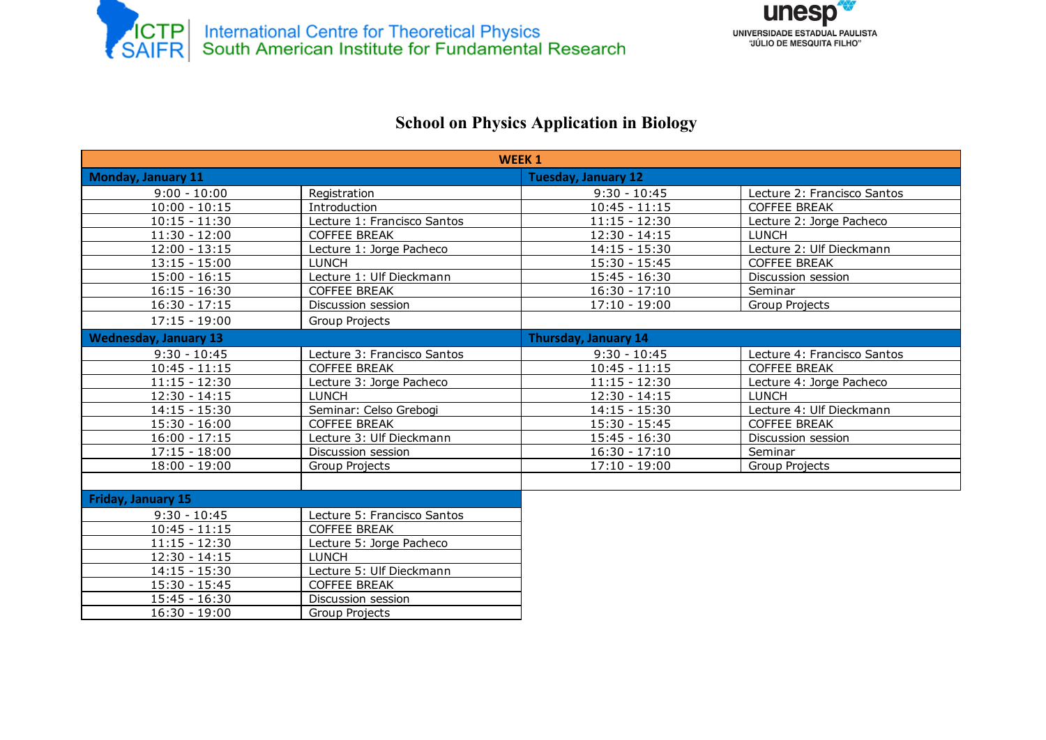ICTP SAIFR — International Centre for Theoretical Physics South American Institute for Fundamental Research

unesp — UNIVERSIDADE ESTADUAL PAULISTA "JÚLIO DE MESQUITA FILHO"

# School on Physics Application in Biology

## WEEK 1

| Monday, January 11 | | Tuesday, January 12 | |
|---|---|---|---|
| 9:00 - 10:00 | Registration | 9:30 - 10:45 | Lecture 2: Francisco Santos |
| 10:00 - 10:15 | Introduction | 10:45 - 11:15 | COFFEE BREAK |
| 10:15 - 11:30 | Lecture 1: Francisco Santos | 11:15 - 12:30 | Lecture 2: Jorge Pacheco |
| 11:30 - 12:00 | COFFEE BREAK | 12:30 - 14:15 | LUNCH |
| 12:00 - 13:15 | Lecture 1: Jorge Pacheco | 14:15 - 15:30 | Lecture 2: Ulf Dieckmann |
| 13:15 - 15:00 | LUNCH | 15:30 - 15:45 | COFFEE BREAK |
| 15:00 - 16:15 | Lecture 1: Ulf Dieckmann | 15:45 - 16:30 | Discussion session |
| 16:15 - 16:30 | COFFEE BREAK | 16:30 - 17:10 | Seminar |
| 16:30 - 17:15 | Discussion session | 17:10 - 19:00 | Group Projects |
| 17:15 - 19:00 | Group Projects | | |

| Wednesday, January 13 | | Thursday, January 14 | |
|---|---|---|---|
| 9:30 - 10:45 | Lecture 3: Francisco Santos | 9:30 - 10:45 | Lecture 4: Francisco Santos |
| 10:45 - 11:15 | COFFEE BREAK | 10:45 - 11:15 | COFFEE BREAK |
| 11:15 - 12:30 | Lecture 3: Jorge Pacheco | 11:15 - 12:30 | Lecture 4: Jorge Pacheco |
| 12:30 - 14:15 | LUNCH | 12:30 - 14:15 | LUNCH |
| 14:15 - 15:30 | Seminar: Celso Grebogi | 14:15 - 15:30 | Lecture 4: Ulf Dieckmann |
| 15:30 - 16:00 | COFFEE BREAK | 15:30 - 15:45 | COFFEE BREAK |
| 16:00 - 17:15 | Lecture 3: Ulf Dieckmann | 15:45 - 16:30 | Discussion session |
| 17:15 - 18:00 | Discussion session | 16:30 - 17:10 | Seminar |
| 18:00 - 19:00 | Group Projects | 17:10 - 19:00 | Group Projects |

| Friday, January 15 | |
|---|---|
| 9:30 - 10:45 | Lecture 5: Francisco Santos |
| 10:45 - 11:15 | COFFEE BREAK |
| 11:15 - 12:30 | Lecture 5: Jorge Pacheco |
| 12:30 - 14:15 | LUNCH |
| 14:15 - 15:30 | Lecture 5: Ulf Dieckmann |
| 15:30 - 15:45 | COFFEE BREAK |
| 15:45 - 16:30 | Discussion session |
| 16:30 - 19:00 | Group Projects |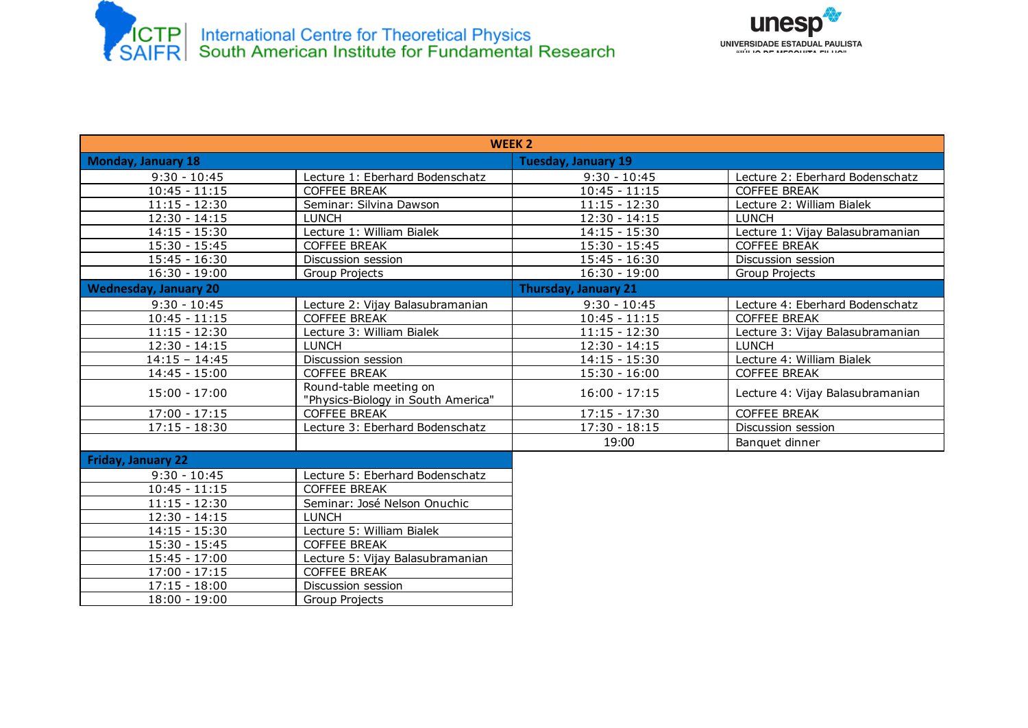## WEEK 2

| Monday, January 18 | | Tuesday, January 19 | |
|---|---|---|---|
| 9:30 - 10:45 | Lecture 1: Eberhard Bodenschatz | 9:30 - 10:45 | Lecture 2: Eberhard Bodenschatz |
| 10:45 - 11:15 | COFFEE BREAK | 10:45 - 11:15 | COFFEE BREAK |
| 11:15 - 12:30 | Seminar: Silvina Dawson | 11:15 - 12:30 | Lecture 2: William Bialek |
| 12:30 - 14:15 | LUNCH | 12:30 - 14:15 | LUNCH |
| 14:15 - 15:30 | Lecture 1: William Bialek | 14:15 - 15:30 | Lecture 1: Vijay Balasubramanian |
| 15:30 - 15:45 | COFFEE BREAK | 15:30 - 15:45 | COFFEE BREAK |
| 15:45 - 16:30 | Discussion session | 15:45 - 16:30 | Discussion session |
| 16:30 - 19:00 | Group Projects | 16:30 - 19:00 | Group Projects |
| **Wednesday, January 20** | | **Thursday, January 21** | |
| 9:30 - 10:45 | Lecture 2: Vijay Balasubramanian | 9:30 - 10:45 | Lecture 4: Eberhard Bodenschatz |
| 10:45 - 11:15 | COFFEE BREAK | 10:45 - 11:15 | COFFEE BREAK |
| 11:15 - 12:30 | Lecture 3: William Bialek | 11:15 - 12:30 | Lecture 3: Vijay Balasubramanian |
| 12:30 - 14:15 | LUNCH | 12:30 - 14:15 | LUNCH |
| 14:15 – 14:45 | Discussion session | 14:15 - 15:30 | Lecture 4: William Bialek |
| 14:45 - 15:00 | COFFEE BREAK | 15:30 - 16:00 | COFFEE BREAK |
| 15:00 - 17:00 | Round-table meeting on "Physics-Biology in South America" | 16:00 - 17:15 | Lecture 4: Vijay Balasubramanian |
| 17:00 - 17:15 | COFFEE BREAK | 17:15 - 17:30 | COFFEE BREAK |
| 17:15 - 18:30 | Lecture 3: Eberhard Bodenschatz | 17:30 - 18:15 | Discussion session |
| | | 19:00 | Banquet dinner |

| Friday, January 22 | |
|---|---|
| 9:30 - 10:45 | Lecture 5: Eberhard Bodenschatz |
| 10:45 - 11:15 | COFFEE BREAK |
| 11:15 - 12:30 | Seminar: José Nelson Onuchic |
| 12:30 - 14:15 | LUNCH |
| 14:15 - 15:30 | Lecture 5: William Bialek |
| 15:30 - 15:45 | COFFEE BREAK |
| 15:45 - 17:00 | Lecture 5: Vijay Balasubramanian |
| 17:00 - 17:15 | COFFEE BREAK |
| 17:15 - 18:00 | Discussion session |
| 18:00 - 19:00 | Group Projects |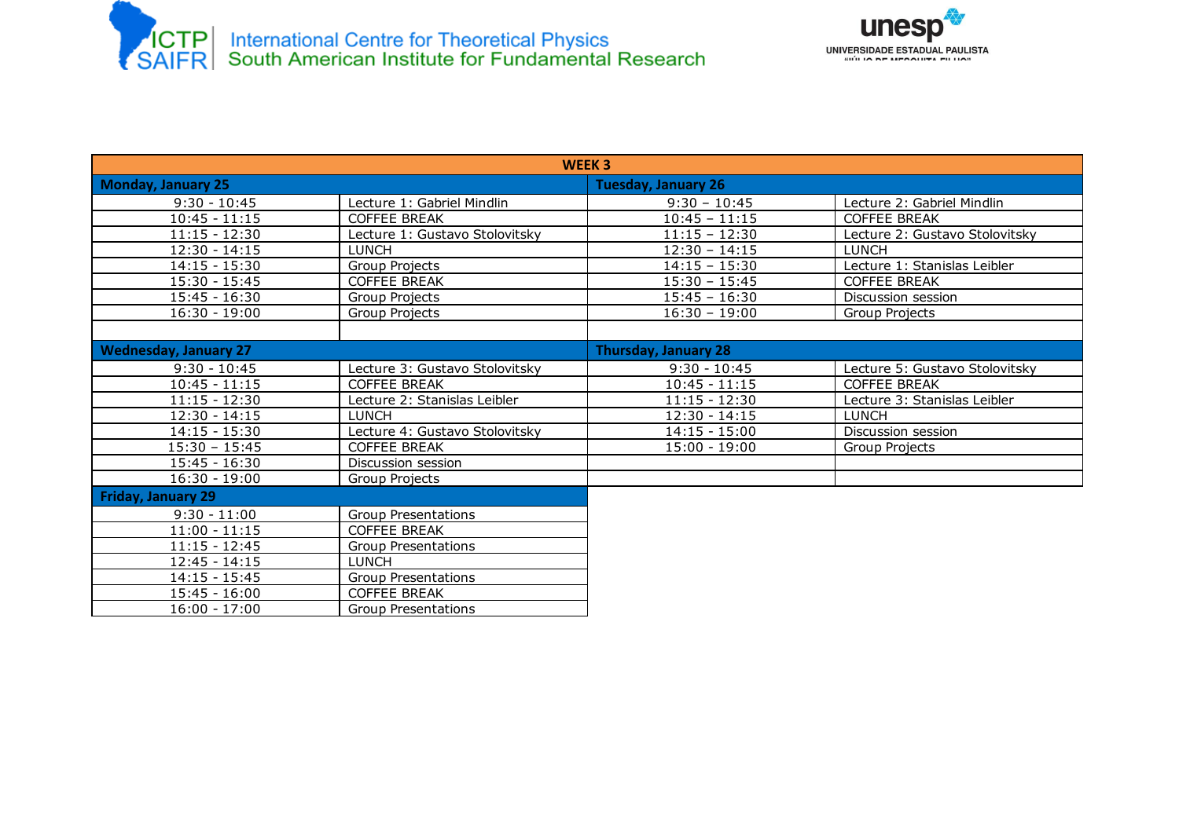ICTP SAIFR International Centre for Theoretical Physics South American Institute for Fundamental Research

unesp UNIVERSIDADE ESTADUAL PAULISTA

| WEEK 3 | | | |
|---|---|---|---|
| **Monday, January 25** | | **Tuesday, January 26** | |
| 9:30 - 10:45 | Lecture 1: Gabriel Mindlin | 9:30 – 10:45 | Lecture 2: Gabriel Mindlin |
| 10:45 - 11:15 | COFFEE BREAK | 10:45 – 11:15 | COFFEE BREAK |
| 11:15 - 12:30 | Lecture 1: Gustavo Stolovitsky | 11:15 – 12:30 | Lecture 2: Gustavo Stolovitsky |
| 12:30 - 14:15 | LUNCH | 12:30 – 14:15 | LUNCH |
| 14:15 - 15:30 | Group Projects | 14:15 – 15:30 | Lecture 1: Stanislas Leibler |
| 15:30 - 15:45 | COFFEE BREAK | 15:30 – 15:45 | COFFEE BREAK |
| 15:45 - 16:30 | Group Projects | 15:45 – 16:30 | Discussion session |
| 16:30 - 19:00 | Group Projects | 16:30 – 19:00 | Group Projects |
| | | | |
| **Wednesday, January 27** | | **Thursday, January 28** | |
| 9:30 - 10:45 | Lecture 3: Gustavo Stolovitsky | 9:30 - 10:45 | Lecture 5: Gustavo Stolovitsky |
| 10:45 - 11:15 | COFFEE BREAK | 10:45 - 11:15 | COFFEE BREAK |
| 11:15 - 12:30 | Lecture 2: Stanislas Leibler | 11:15 - 12:30 | Lecture 3: Stanislas Leibler |
| 12:30 - 14:15 | LUNCH | 12:30 - 14:15 | LUNCH |
| 14:15 - 15:30 | Lecture 4: Gustavo Stolovitsky | 14:15 - 15:00 | Discussion session |
| 15:30 – 15:45 | COFFEE BREAK | 15:00 - 19:00 | Group Projects |
| 15:45 - 16:30 | Discussion session | | |
| 16:30 - 19:00 | Group Projects | | |
| **Friday, January 29** | | | |
| 9:30 - 11:00 | Group Presentations | | |
| 11:00 - 11:15 | COFFEE BREAK | | |
| 11:15 - 12:45 | Group Presentations | | |
| 12:45 - 14:15 | LUNCH | | |
| 14:15 - 15:45 | Group Presentations | | |
| 15:45 - 16:00 | COFFEE BREAK | | |
| 16:00 - 17:00 | Group Presentations | | |